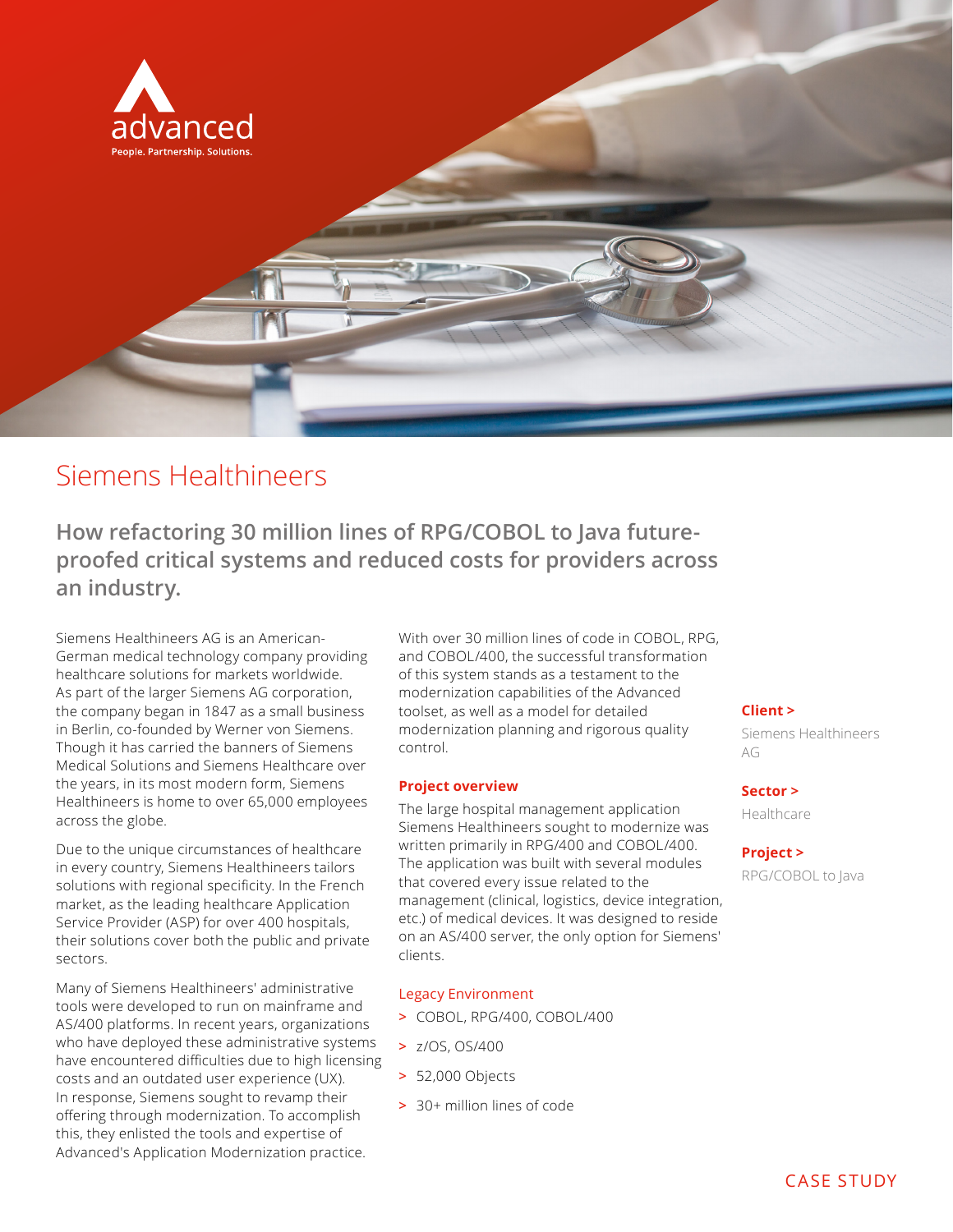advanced

People. Partnership. Solutions.

# Siemens Healthineers

## How refactoring 30 million lines of RPG/COBOL to Java future-proofed critical systems and reduced costs for providers across an industry.

Siemens Healthineers AG is an American-German medical technology company providing healthcare solutions for markets worldwide. As part of the larger Siemens AG corporation, the company began in 1847 as a small business in Berlin, co-founded by Werner von Siemens. Though it has carried the banners of Siemens Medical Solutions and Siemens Healthcare over the years, in its most modern form, Siemens Healthineers is home to over 65,000 employees across the globe.

Due to the unique circumstances of healthcare in every country, Siemens Healthineers tailors solutions with regional specificity. In the French market, as the leading healthcare Application Service Provider (ASP) for over 400 hospitals, their solutions cover both the public and private sectors.

Many of Siemens Healthineers' administrative tools were developed to run on mainframe and AS/400 platforms. In recent years, organizations who have deployed these administrative systems have encountered difficulties due to high licensing costs and an outdated user experience (UX). In response, Siemens sought to revamp their offering through modernization. To accomplish this, they enlisted the tools and expertise of Advanced's Application Modernization practice.

With over 30 million lines of code in COBOL, RPG, and COBOL/400, the successful transformation of this system stands as a testament to the modernization capabilities of the Advanced toolset, as well as a model for detailed modernization planning and rigorous quality control.

### Project overview

The large hospital management application Siemens Healthineers sought to modernize was written primarily in RPG/400 and COBOL/400. The application was built with several modules that covered every issue related to the management (clinical, logistics, device integration, etc.) of medical devices. It was designed to reside on an AS/400 server, the only option for Siemens' clients.

#### Legacy Environment

- COBOL, RPG/400, COBOL/400
- z/OS, OS/400
- 52,000 Objects
- 30+ million lines of code

**Client >**
Siemens Healthineers AG

**Sector >**
Healthcare

**Project >**
RPG/COBOL to Java

CASE STUDY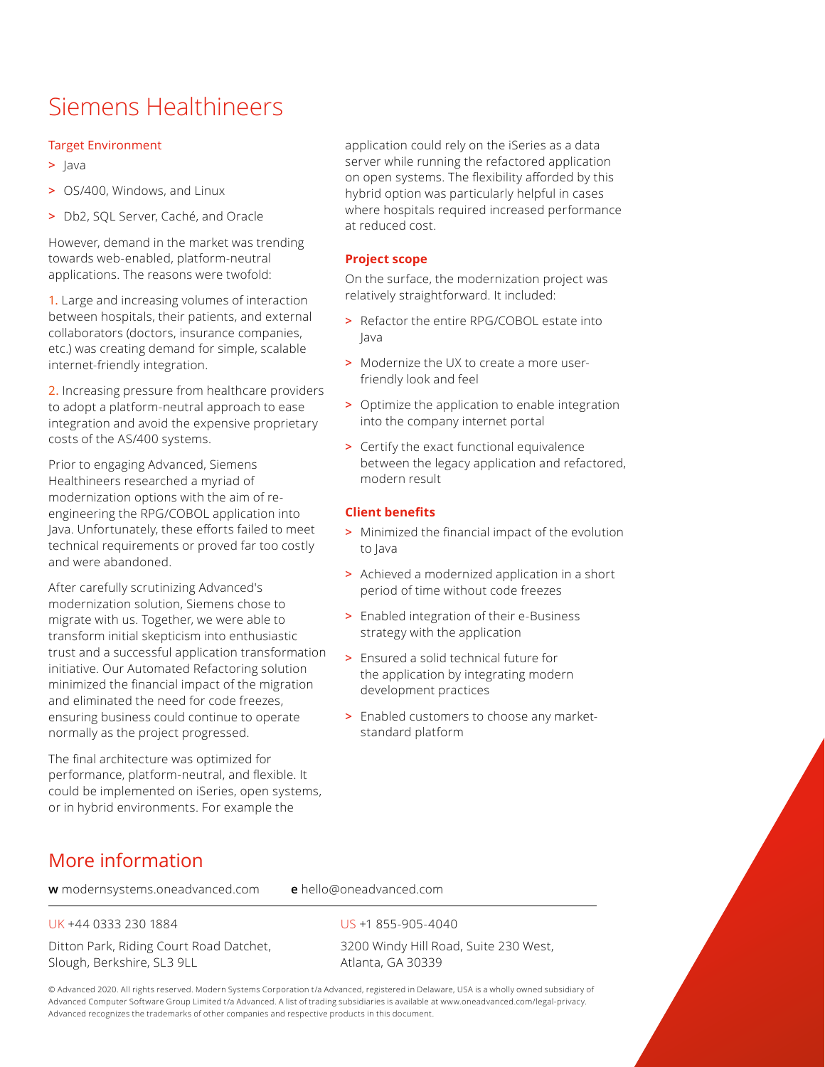# Siemens Healthineers

### Target Environment

- Java
- OS/400, Windows, and Linux
- Db2, SQL Server, Caché, and Oracle

However, demand in the market was trending towards web-enabled, platform-neutral applications. The reasons were twofold:

1. Large and increasing volumes of interaction between hospitals, their patients, and external collaborators (doctors, insurance companies, etc.) was creating demand for simple, scalable internet-friendly integration.

2. Increasing pressure from healthcare providers to adopt a platform-neutral approach to ease integration and avoid the expensive proprietary costs of the AS/400 systems.

Prior to engaging Advanced, Siemens Healthineers researched a myriad of modernization options with the aim of re-engineering the RPG/COBOL application into Java. Unfortunately, these efforts failed to meet technical requirements or proved far too costly and were abandoned.

After carefully scrutinizing Advanced's modernization solution, Siemens chose to migrate with us. Together, we were able to transform initial skepticism into enthusiastic trust and a successful application transformation initiative. Our Automated Refactoring solution minimized the financial impact of the migration and eliminated the need for code freezes, ensuring business could continue to operate normally as the project progressed.

The final architecture was optimized for performance, platform-neutral, and flexible. It could be implemented on iSeries, open systems, or in hybrid environments. For example the application could rely on the iSeries as a data server while running the refactored application on open systems. The flexibility afforded by this hybrid option was particularly helpful in cases where hospitals required increased performance at reduced cost.

### Project scope

On the surface, the modernization project was relatively straightforward. It included:

- Refactor the entire RPG/COBOL estate into Java
- Modernize the UX to create a more user-friendly look and feel
- Optimize the application to enable integration into the company internet portal
- Certify the exact functional equivalence between the legacy application and refactored, modern result

### Client benefits

- Minimized the financial impact of the evolution to Java
- Achieved a modernized application in a short period of time without code freezes
- Enabled integration of their e-Business strategy with the application
- Ensured a solid technical future for the application by integrating modern development practices
- Enabled customers to choose any market-standard platform

## More information

**w** modernsystems.oneadvanced.com **e** hello@oneadvanced.com

UK +44 0333 230 1884

Ditton Park, Riding Court Road Datchet, Slough, Berkshire, SL3 9LL

US +1 855-905-4040

3200 Windy Hill Road, Suite 230 West, Atlanta, GA 30339

© Advanced 2020. All rights reserved. Modern Systems Corporation t/a Advanced, registered in Delaware, USA is a wholly owned subsidiary of Advanced Computer Software Group Limited t/a Advanced. A list of trading subsidiaries is available at www.oneadvanced.com/legal-privacy. Advanced recognizes the trademarks of other companies and respective products in this document.